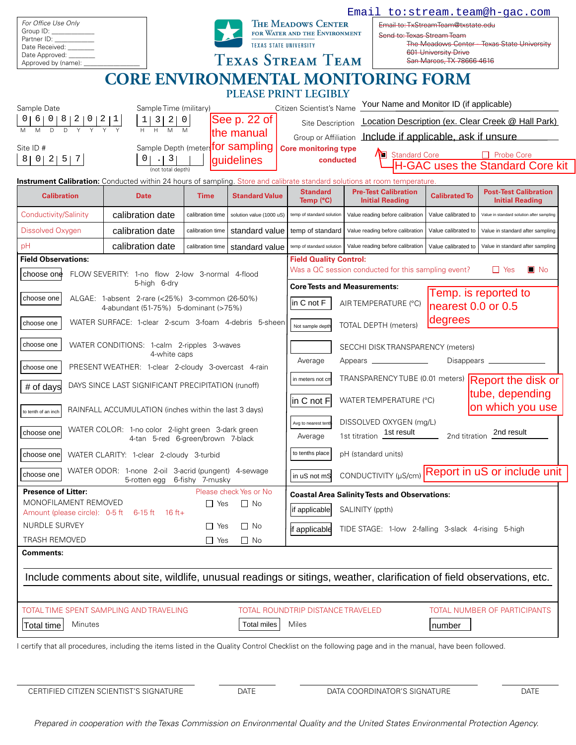Email to:stream.team@h-gac.com

For Office Use Only
Group ID: ____________
Partner ID: ____________
Date Received: ________
Date Approved: ________
Approved by (name): ________________

THE MEADOWS CENTER FOR WATER AND THE ENVIRONMENT
TEXAS STATE UNIVERSITY

TEXAS STREAM TEAM

~~Email to: TxStreamTeam@txstate.edu~~
~~Send to: Texas Stream Team~~
~~The Meadows Center – Texas State University~~
~~601 University Drive~~
~~San Marcos, TX 78666-4616~~

# CORE ENVIRONMENTAL MONITORING FORM

## PLEASE PRINT LEGIBLY

Sample Date: 0 6 0 8 2 0 2 1 (M M D D Y Y Y Y)

Sample Time (military): 1 3 2 0 (H H M M)

See p. 22 of the manual for sampling guidelines

Citizen Scientist's Name: Your Name and Monitor ID (if applicable)

Site Description: Location Description (ex. Clear Creek @ Hall Park)

Group or Affiliation: Include if applicable, ask if unsure

Site ID #: 8 0 2 5 7

Sample Depth (meters): 0 . 3 (not total depth)

Core monitoring type conducted: ☒ Standard Core ☐ Probe Core

H-GAC uses the Standard Core kit

**Instrument Calibration:** Conducted within 24 hours of sampling. Store and calibrate standard solutions at room temperature.

| Calibration | Date | Time | Standard Value | Standard Temp (°C) | Pre-Test Calibration Initial Reading | Calibrated To | Post-Test Calibration Initial Reading |
|---|---|---|---|---|---|---|---|
| Conductivity/Salinity | calibration date | calibration time | solution value (1000 uS) | temp of standard solution | Value reading before calibration | Value calibrated to | Value in standard solution after sampling |
| Dissolved Oxygen | calibration date | calibration time | standard value | temp of standard | Value reading before calibration | Value calibrated to | Value in standard after sampling |
| pH | calibration date | calibration time | standard value | temp of standard solution | Value reading before calibration | Value calibrated to | Value in standard after sampling |

**Field Observations:**

- choose one — FLOW SEVERITY: 1-no flow 2-low 3-normal 4-flood 5-high 6-dry
- choose one — ALGAE: 1-absent 2-rare (<25%) 3-common (26-50%) 4-abundant (51-75%) 5-dominant (>75%)
- choose one — WATER SURFACE: 1-clear 2-scum 3-foam 4-debris 5-sheen
- choose one — WATER CONDITIONS: 1-calm 2-ripples 3-waves 4-white caps
- choose one — PRESENT WEATHER: 1-clear 2-cloudy 3-overcast 4-rain
- # of days — DAYS SINCE LAST SIGNIFICANT PRECIPITATION (runoff)
- to tenth of an inch — RAINFALL ACCUMULATION (inches within the last 3 days)
- choose one — WATER COLOR: 1-no color 2-light green 3-dark green 4-tan 5-red 6-green/brown 7-black
- choose one — WATER CLARITY: 1-clear 2-cloudy 3-turbid
- choose one — WATER ODOR: 1-none 2-oil 3-acrid (pungent) 4-sewage 5-rotten egg 6-fishy 7-musky

**Field Quality Control:**
Was a QC session conducted for this sampling event? ☐ Yes ☒ No

**Core Tests and Measurements:**

Temp. is reported to nearest 0.0 or 0.5 degrees

- in C not F — AIR TEMPERATURE (°C)
- Not sample depth — TOTAL DEPTH (meters)
- ____ — SECCHI DISK TRANSPARENCY (meters) — Average; Appears ________ Disappears ________
- in meters not cm — TRANSPARENCY TUBE (0.01 meters)

Report the disk or tube, depending on which you use

- in C not F — WATER TEMPERATURE (°C)
- Avg to nearest tenth — DISSOLVED OXYGEN (mg/L) — Average; 1st titration: 1st result; 2nd titration: 2nd result
- to tenths place — pH (standard units)
- in uS not mS — CONDUCTIVITY (µS/cm)

Report in uS or include unit

**Presence of Litter:** Please check Yes or No

- MONOFILAMENT REMOVED ☐ Yes ☐ No
  Amount (please circle): 0-5 ft 6-15 ft 16 ft+
- NURDLE SURVEY ☐ Yes ☐ No
- TRASH REMOVED ☐ Yes ☐ No

**Coastal Area Salinity Tests and Observations:**

- if applicable — SALINITY (ppth)
- if applicable — TIDE STAGE: 1-low 2-falling 3-slack 4-rising 5-high

**Comments:**

Include comments about site, wildlife, unusual readings or sitings, weather, clarification of field observations, etc.

TOTAL TIME SPENT SAMPLING AND TRAVELING: Total time Minutes

TOTAL ROUNDTRIP DISTANCE TRAVELED: Total miles Miles

TOTAL NUMBER OF PARTICIPANTS: number

I certify that all procedures, including the items listed in the Quality Control Checklist on the following page and in the manual, have been followed.

CERTIFIED CITIZEN SCIENTIST'S SIGNATURE ________ DATE ________ DATA COORDINATOR'S SIGNATURE ________ DATE ________

*Prepared in cooperation with the Texas Commission on Environmental Quality and the United States Environmental Protection Agency.*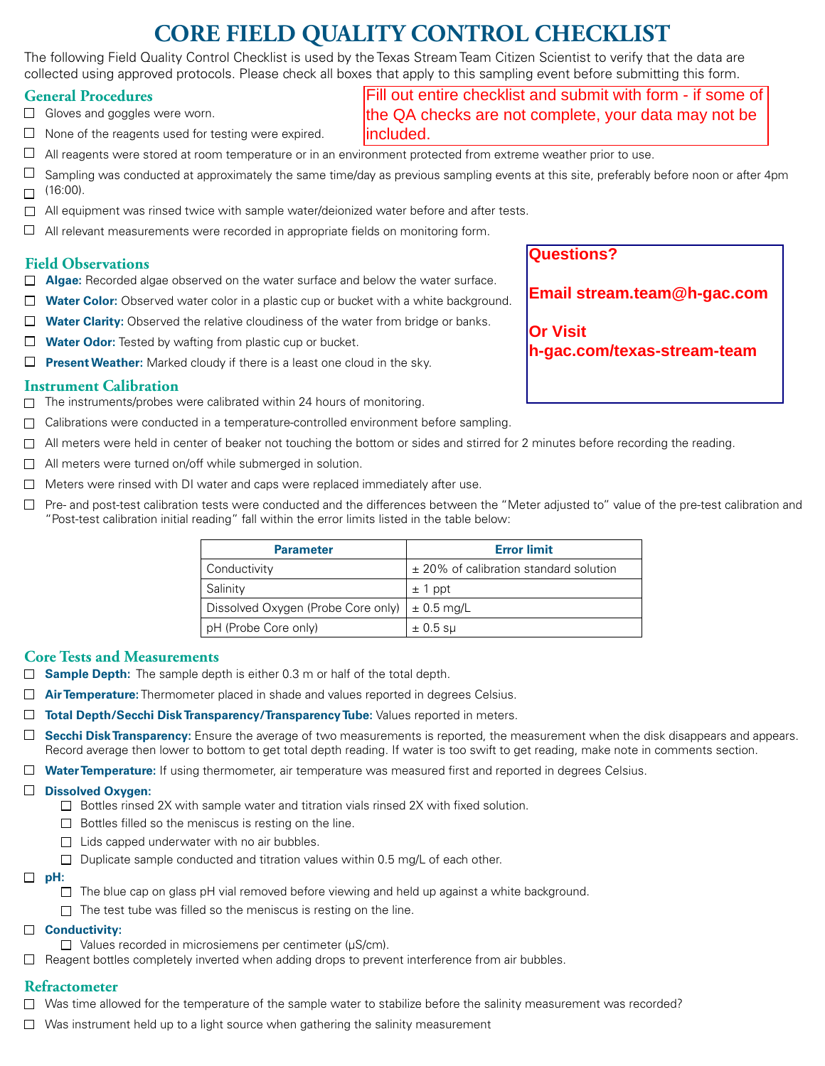# CORE FIELD QUALITY CONTROL CHECKLIST

The following Field Quality Control Checklist is used by the Texas Stream Team Citizen Scientist to verify that the data are collected using approved protocols. Please check all boxes that apply to this sampling event before submitting this form.

**Fill out entire checklist and submit with form - if some of the QA checks are not complete, your data may not be included.**

## General Procedures

- ☐ Gloves and goggles were worn.
- ☐ None of the reagents used for testing were expired.
- ☐ All reagents were stored at room temperature or in an environment protected from extreme weather prior to use.
- ☐ Sampling was conducted at approximately the same time/day as previous sampling events at this site, preferably before noon or after 4pm (16:00).
- ☐
- ☐ All equipment was rinsed twice with sample water/deionized water before and after tests.
- ☐ All relevant measurements were recorded in appropriate fields on monitoring form.

**Questions?**

**Email stream.team@h-gac.com**

**Or Visit h-gac.com/texas-stream-team**

## Field Observations

- ☐ **Algae:** Recorded algae observed on the water surface and below the water surface.
- ☐ **Water Color:** Observed water color in a plastic cup or bucket with a white background.
- ☐ **Water Clarity:** Observed the relative cloudiness of the water from bridge or banks.
- ☐ **Water Odor:** Tested by wafting from plastic cup or bucket.
- ☐ **Present Weather:** Marked cloudy if there is a least one cloud in the sky.

## Instrument Calibration

- ☐ The instruments/probes were calibrated within 24 hours of monitoring.
- ☐ Calibrations were conducted in a temperature-controlled environment before sampling.
- ☐ All meters were held in center of beaker not touching the bottom or sides and stirred for 2 minutes before recording the reading.
- ☐ All meters were turned on/off while submerged in solution.
- ☐ Meters were rinsed with DI water and caps were replaced immediately after use.
- ☐ Pre- and post-test calibration tests were conducted and the differences between the "Meter adjusted to" value of the pre-test calibration and "Post-test calibration initial reading" fall within the error limits listed in the table below:

| Parameter | Error limit |
|---|---|
| Conductivity | ± 20% of calibration standard solution |
| Salinity | ± 1 ppt |
| Dissolved Oxygen (Probe Core only) | ± 0.5 mg/L |
| pH (Probe Core only) | ± 0.5 sμ |

## Core Tests and Measurements

- ☐ **Sample Depth:** The sample depth is either 0.3 m or half of the total depth.
- ☐ **Air Temperature:** Thermometer placed in shade and values reported in degrees Celsius.
- ☐ **Total Depth/Secchi Disk Transparency/Transparency Tube:** Values reported in meters.
- ☐ **Secchi Disk Transparency:** Ensure the average of two measurements is reported, the measurement when the disk disappears and appears. Record average then lower to bottom to get total depth reading. If water is too swift to get reading, make note in comments section.
- ☐ **Water Temperature:** If using thermometer, air temperature was measured first and reported in degrees Celsius.
- ☐ **Dissolved Oxygen:**
  - ☐ Bottles rinsed 2X with sample water and titration vials rinsed 2X with fixed solution.
  - ☐ Bottles filled so the meniscus is resting on the line.
  - ☐ Lids capped underwater with no air bubbles.
  - ☐ Duplicate sample conducted and titration values within 0.5 mg/L of each other.
- ☐ **pH:**
  - ☐ The blue cap on glass pH vial removed before viewing and held up against a white background.
  - ☐ The test tube was filled so the meniscus is resting on the line.
- ☐ **Conductivity:**
  - ☐ Values recorded in microsiemens per centimeter (μS/cm).
- ☐ Reagent bottles completely inverted when adding drops to prevent interference from air bubbles.

## Refractometer

- ☐ Was time allowed for the temperature of the sample water to stabilize before the salinity measurement was recorded?
- ☐ Was instrument held up to a light source when gathering the salinity measurement